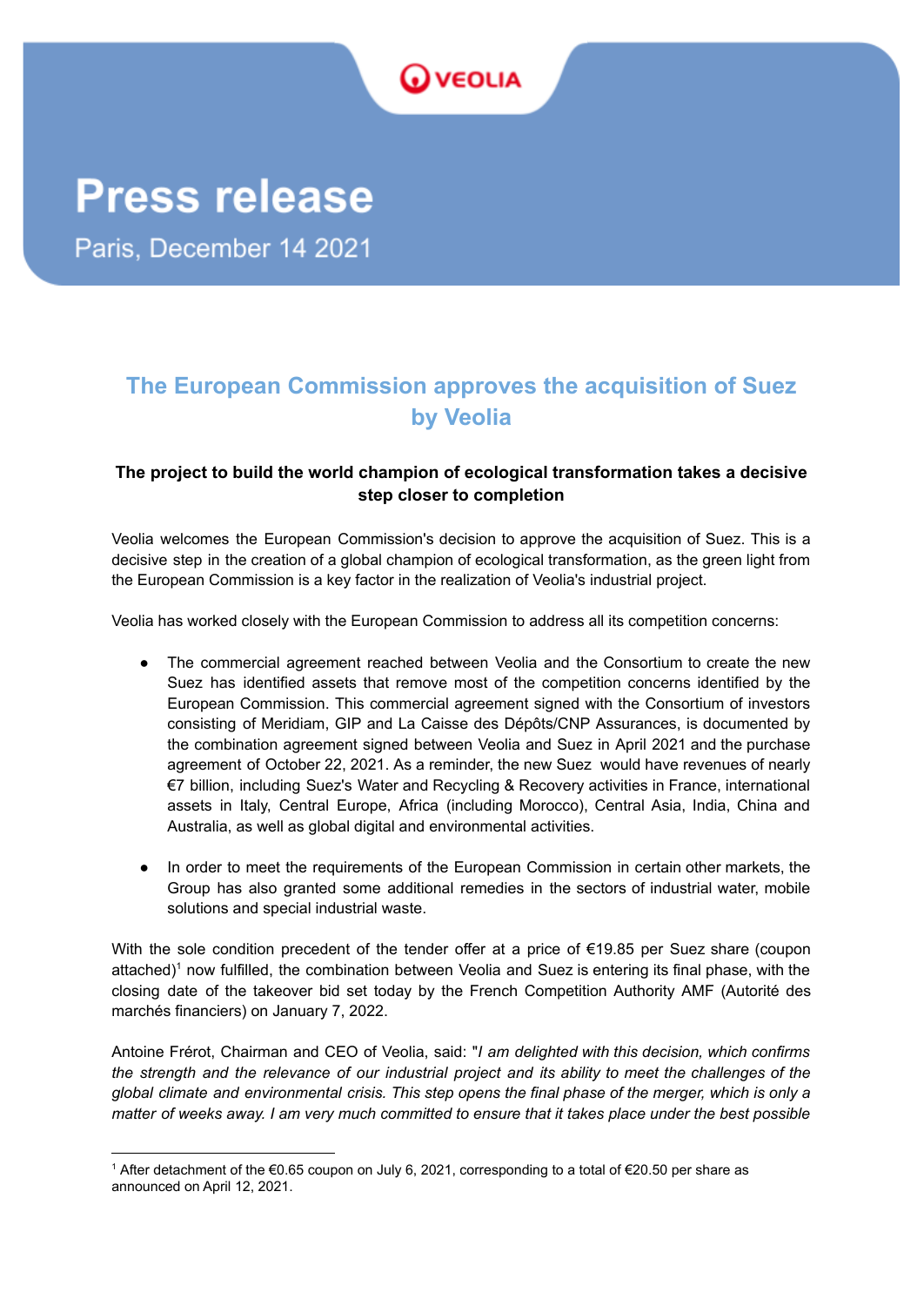VEOLIA

# Press release

Paris, December 14 2021

## The European Commission approves the acquisition of Suez by Veolia

**The project to build the world champion of ecological transformation takes a decisive step closer to completion**

Veolia welcomes the European Commission's decision to approve the acquisition of Suez. This is a decisive step in the creation of a global champion of ecological transformation, as the green light from the European Commission is a key factor in the realization of Veolia's industrial project.

Veolia has worked closely with the European Commission to address all its competition concerns:

- The commercial agreement reached between Veolia and the Consortium to create the new Suez has identified assets that remove most of the competition concerns identified by the European Commission. This commercial agreement signed with the Consortium of investors consisting of Meridiam, GIP and La Caisse des Dépôts/CNP Assurances, is documented by the combination agreement signed between Veolia and Suez in April 2021 and the purchase agreement of October 22, 2021. As a reminder, the new Suez would have revenues of nearly €7 billion, including Suez's Water and Recycling & Recovery activities in France, international assets in Italy, Central Europe, Africa (including Morocco), Central Asia, India, China and Australia, as well as global digital and environmental activities.

- In order to meet the requirements of the European Commission in certain other markets, the Group has also granted some additional remedies in the sectors of industrial water, mobile solutions and special industrial waste.

With the sole condition precedent of the tender offer at a price of €19.85 per Suez share (coupon attached)[1] now fulfilled, the combination between Veolia and Suez is entering its final phase, with the closing date of the takeover bid set today by the French Competition Authority AMF (Autorité des marchés financiers) on January 7, 2022.

Antoine Frérot, Chairman and CEO of Veolia, said: "*I am delighted with this decision, which confirms the strength and the relevance of our industrial project and its ability to meet the challenges of the global climate and environmental crisis. This step opens the final phase of the merger, which is only a matter of weeks away. I am very much committed to ensure that it takes place under the best possible*

[1] After detachment of the €0.65 coupon on July 6, 2021, corresponding to a total of €20.50 per share as announced on April 12, 2021.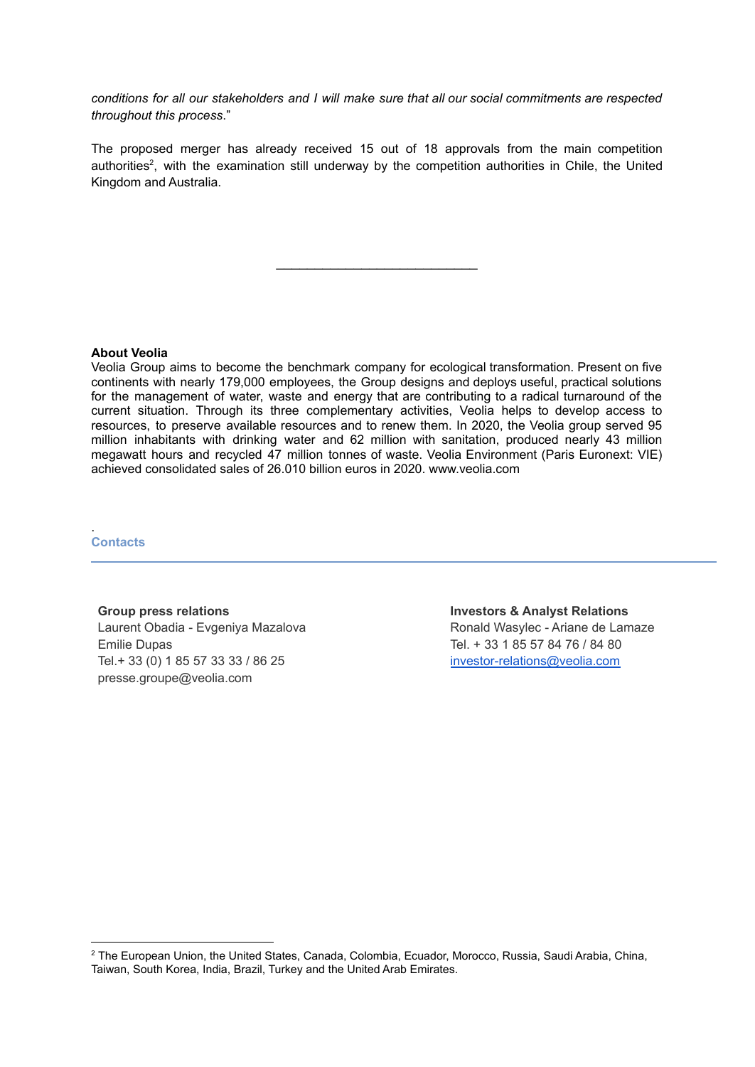*conditions for all our stakeholders and I will make sure that all our social commitments are respected throughout this process*."

The proposed merger has already received 15 out of 18 approvals from the main competition authorities[2], with the examination still underway by the competition authorities in Chile, the United Kingdom and Australia.

---

**About Veolia**

Veolia Group aims to become the benchmark company for ecological transformation. Present on five continents with nearly 179,000 employees, the Group designs and deploys useful, practical solutions for the management of water, waste and energy that are contributing to a radical turnaround of the current situation. Through its three complementary activities, Veolia helps to develop access to resources, to preserve available resources and to renew them. In 2020, the Veolia group served 95 million inhabitants with drinking water and 62 million with sanitation, produced nearly 43 million megawatt hours and recycled 47 million tonnes of waste. Veolia Environment (Paris Euronext: VIE) achieved consolidated sales of 26.010 billion euros in 2020. www.veolia.com

## Contacts

**Group press relations**
Laurent Obadia - Evgeniya Mazalova
Emilie Dupas
Tel.+ 33 (0) 1 85 57 33 33 / 86 25
presse.groupe@veolia.com

**Investors & Analyst Relations**
Ronald Wasylec - Ariane de Lamaze
Tel. + 33 1 85 57 84 76 / 84 80
investor-relations@veolia.com

---

[2] The European Union, the United States, Canada, Colombia, Ecuador, Morocco, Russia, Saudi Arabia, China, Taiwan, South Korea, India, Brazil, Turkey and the United Arab Emirates.